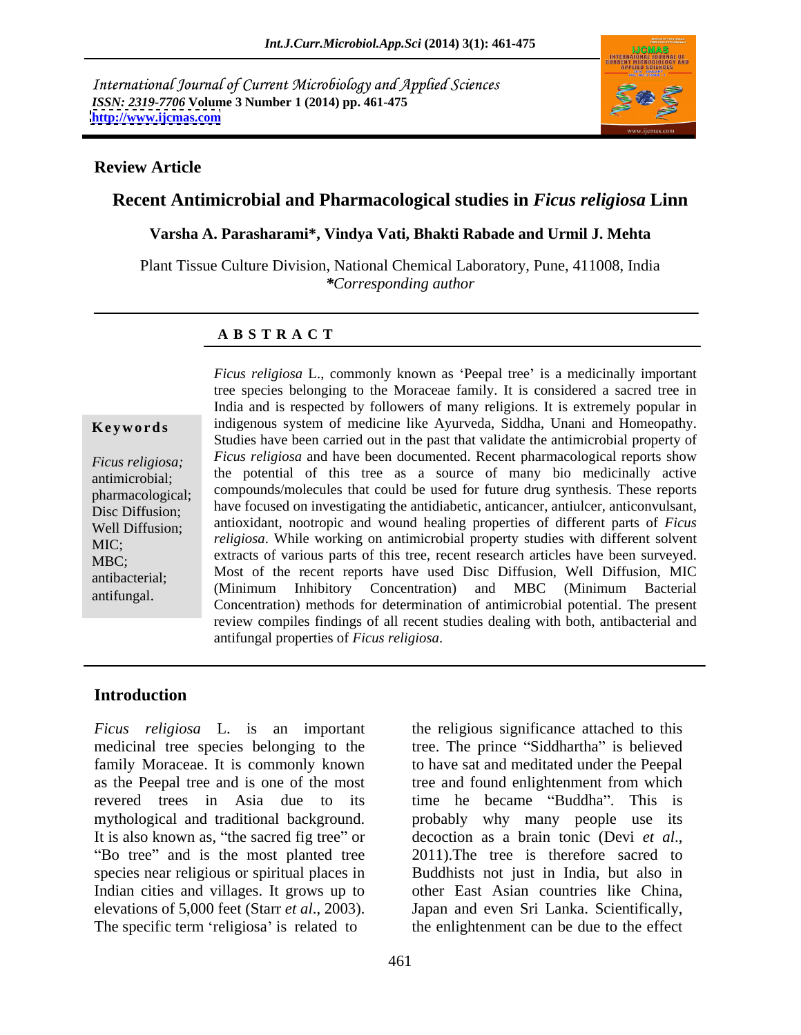International Journal of Current Microbiology and Applied Sciences
*ISSN: 2319-7706* **Volume 3 Number 1 (2014) pp. 461-475**
**http://www.ijcmas.com**

**Review Article**

## Recent Antimicrobial and Pharmacological studies in *Ficus religiosa* Linn

**Varsha A. Parasharami\*, Vindya Vati, Bhakti Rabade and Urmil J. Mehta**

Plant Tissue Culture Division, National Chemical Laboratory, Pune, 411008, India
*\*Corresponding author*

**A B S T R A C T**

**Keywords**

*Ficus religiosa;* antimicrobial; pharmacological; Disc Diffusion; Well Diffusion; MIC; MBC; antibacterial; antifungal.

*Ficus religiosa* L., commonly known as 'Peepal tree' is a medicinally important tree species belonging to the Moraceae family. It is considered a sacred tree in India and is respected by followers of many religions. It is extremely popular in indigenous system of medicine like Ayurveda, Siddha, Unani and Homeopathy. Studies have been carried out in the past that validate the antimicrobial property of *Ficus religiosa* and have been documented. Recent pharmacological reports show the potential of this tree as a source of many bio medicinally active compounds/molecules that could be used for future drug synthesis. These reports have focused on investigating the antidiabetic, anticancer, antiulcer, anticonvulsant, antioxidant, nootropic and wound healing properties of different parts of *Ficus religiosa*. While working on antimicrobial property studies with different solvent extracts of various parts of this tree, recent research articles have been surveyed. Most of the recent reports have used Disc Diffusion, Well Diffusion, MIC (Minimum Inhibitory Concentration) and MBC (Minimum Bacterial Concentration) methods for determination of antimicrobial potential. The present review compiles findings of all recent studies dealing with both, antibacterial and antifungal properties of *Ficus religiosa*.

## Introduction

*Ficus religiosa* L. is an important medicinal tree species belonging to the family Moraceae. It is commonly known as the Peepal tree and is one of the most revered trees in Asia due to its mythological and traditional background. It is also known as, "the sacred fig tree" or "Bo tree" and is the most planted tree species near religious or spiritual places in Indian cities and villages. It grows up to elevations of 5,000 feet (Starr *et al*., 2003). The specific term 'religiosa' is related to the religious significance attached to this tree. The prince "Siddhartha" is believed to have sat and meditated under the Peepal tree and found enlightenment from which time he became "Buddha". This is probably why many people use its decoction as a brain tonic (Devi *et al*., 2011).The tree is therefore sacred to Buddhists not just in India, but also in other East Asian countries like China, Japan and even Sri Lanka. Scientifically, the enlightenment can be due to the effect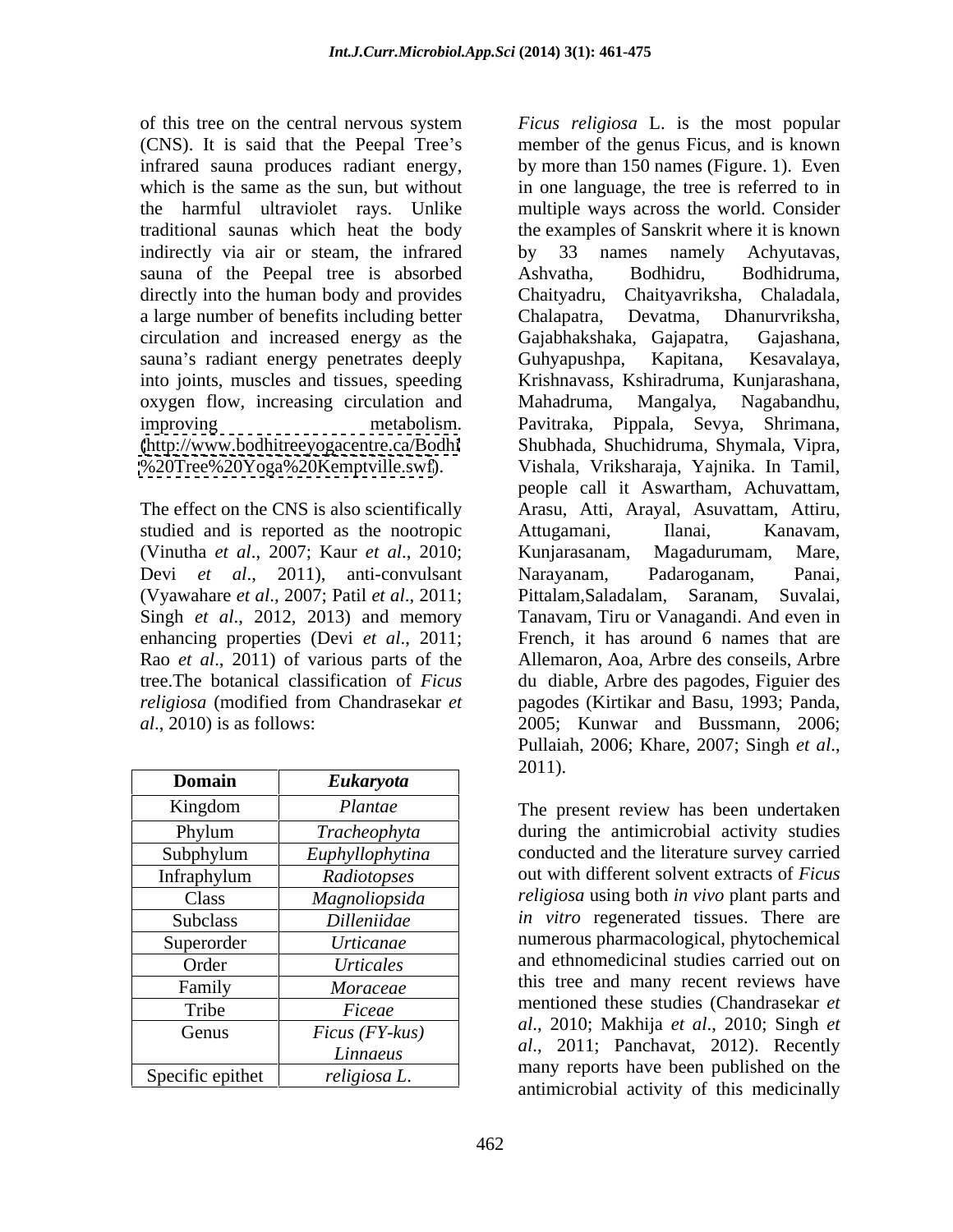of this tree on the central nervous system (CNS). It is said that the Peepal Tree's infrared sauna produces radiant energy, which is the same as the sun, but without the harmful ultraviolet rays. Unlike traditional saunas which heat the body indirectly via air or steam, the infrared sauna of the Peepal tree is absorbed directly into the human body and provides a large number of benefits including better circulation and increased energy as the sauna's radiant energy penetrates deeply into joints, muscles and tissues, speeding oxygen flow, increasing circulation and improving metabolism. (http://www.bodhitreeyogacentre.ca/Bodhi%20Tree%20Yoga%20Kemptville.swf).

The effect on the CNS is also scientifically studied and is reported as the nootropic (Vinutha *et al*., 2007; Kaur *et al*., 2010; Devi *et al*., 2011), anti-convulsant (Vyawahare *et al*., 2007; Patil *et al*., 2011; Singh *et al*., 2012, 2013) and memory enhancing properties (Devi *et al*., 2011; Rao *et al*., 2011) of various parts of the tree.The botanical classification of *Ficus religiosa* (modified from Chandrasekar *et al*., 2010) is as follows:

| Domain | *Eukaryota* |
|---|---|
| Kingdom | *Plantae* |
| Phylum | *Tracheophyta* |
| Subphylum | *Euphyllophytina* |
| Infraphylum | *Radiotopses* |
| Class | *Magnoliopsida* |
| Subclass | *Dilleniidae* |
| Superorder | *Urticanae* |
| Order | *Urticales* |
| Family | *Moraceae* |
| Tribe | *Ficeae* |
| Genus | *Ficus (FY-kus) Linnaeus* |
| Specific epithet | *religiosa L.* |

*Ficus religiosa* L. is the most popular member of the genus Ficus, and is known by more than 150 names (Figure. 1). Even in one language, the tree is referred to in multiple ways across the world. Consider the examples of Sanskrit where it is known by 33 names namely Achyutavas, Ashvatha, Bodhidru, Bodhidruma, Chaityadru, Chaityavriksha, Chaladala, Chalapatra, Devatma, Dhanurvriksha, Gajabhakshaka, Gajapatra, Gajashana, Guhyapushpa, Kapitana, Kesavalaya, Krishnavass, Kshiradruma, Kunjarashana, Mahadruma, Mangalya, Nagabandhu, Pavitraka, Pippala, Sevya, Shrimana, Shubhada, Shuchidruma, Shymala, Vipra, Vishala, Vriksharaja, Yajnika. In Tamil, people call it Aswartham, Achuvattam, Arasu, Atti, Arayal, Asuvattam, Attiru, Attugamani, Ilanai, Kanavam, Kunjarasanam, Magadurumam, Mare, Narayanam, Padaroganam, Panai, Pittalam,Saladalam, Saranam, Suvalai, Tanavam, Tiru or Vanagandi. And even in French, it has around 6 names that are Allemaron, Aoa, Arbre des conseils, Arbre du diable, Arbre des pagodes, Figuier des pagodes (Kirtikar and Basu, 1993; Panda, 2005; Kunwar and Bussmann, 2006; Pullaiah, 2006; Khare, 2007; Singh *et al*., 2011).

The present review has been undertaken during the antimicrobial activity studies conducted and the literature survey carried out with different solvent extracts of *Ficus religiosa* using both *in vivo* plant parts and *in vitro* regenerated tissues. There are numerous pharmacological, phytochemical and ethnomedicinal studies carried out on this tree and many recent reviews have mentioned these studies (Chandrasekar *et al*., 2010; Makhija *et al*., 2010; Singh *et al*., 2011; Panchavat, 2012). Recently many reports have been published on the antimicrobial activity of this medicinally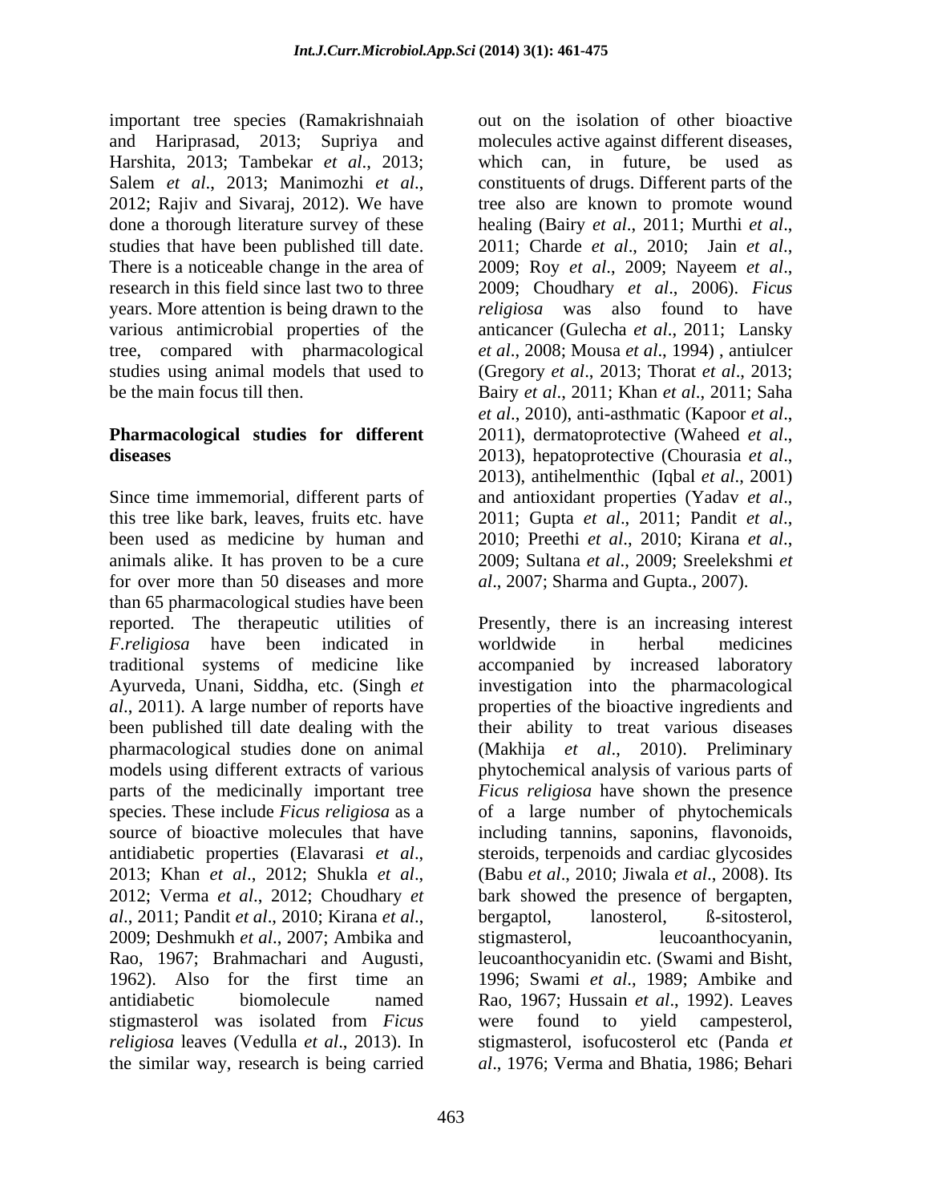important tree species (Ramakrishnaiah and Hariprasad, 2013; Supriya and Harshita, 2013; Tambekar *et al*., 2013; Salem *et al*., 2013; Manimozhi *et al*., 2012; Rajiv and Sivaraj, 2012). We have done a thorough literature survey of these studies that have been published till date. There is a noticeable change in the area of research in this field since last two to three years. More attention is being drawn to the various antimicrobial properties of the tree, compared with pharmacological studies using animal models that used to be the main focus till then.

**Pharmacological studies for different diseases**

Since time immemorial, different parts of this tree like bark, leaves, fruits etc. have been used as medicine by human and animals alike. It has proven to be a cure for over more than 50 diseases and more than 65 pharmacological studies have been reported. The therapeutic utilities of *F.religiosa* have been indicated in traditional systems of medicine like Ayurveda, Unani, Siddha, etc. (Singh *et al*., 2011). A large number of reports have been published till date dealing with the pharmacological studies done on animal models using different extracts of various parts of the medicinally important tree species. These include *Ficus religiosa* as a source of bioactive molecules that have antidiabetic properties (Elavarasi *et al*., 2013; Khan *et al*., 2012; Shukla *et al*., 2012; Verma *et al*., 2012; Choudhary *et al*., 2011; Pandit *et al*., 2010; Kirana *et al*., 2009; Deshmukh *et al*., 2007; Ambika and Rao, 1967; Brahmachari and Augusti, 1962). Also for the first time an antidiabetic biomolecule named stigmasterol was isolated from *Ficus religiosa* leaves (Vedulla *et al*., 2013). In the similar way, research is being carried out on the isolation of other bioactive molecules active against different diseases, which can, in future, be used as constituents of drugs. Different parts of the tree also are known to promote wound healing (Bairy *et al*., 2011; Murthi *et al*., 2011; Charde *et al*., 2010; Jain *et al*., 2009; Roy *et al*., 2009; Nayeem *et al*., 2009; Choudhary *et al*., 2006). *Ficus religiosa* was also found to have anticancer (Gulecha *et al*., 2011; Lansky *et al*., 2008; Mousa *et al*., 1994) , antiulcer (Gregory *et al*., 2013; Thorat *et al*., 2013; Bairy *et al*., 2011; Khan *et al*., 2011; Saha *et al*., 2010), anti-asthmatic (Kapoor *et al*., 2011), dermatoprotective (Waheed *et al*., 2013), hepatoprotective (Chourasia *et al*., 2013), antihelmenthic (Iqbal *et al*., 2001) and antioxidant properties (Yadav *et al*., 2011; Gupta *et al*., 2011; Pandit *et al*., 2010; Preethi *et al*., 2010; Kirana *et al*., 2009; Sultana *et al*., 2009; Sreelekshmi *et al*., 2007; Sharma and Gupta., 2007).

Presently, there is an increasing interest worldwide in herbal medicines accompanied by increased laboratory investigation into the pharmacological properties of the bioactive ingredients and their ability to treat various diseases (Makhija *et al*., 2010). Preliminary phytochemical analysis of various parts of *Ficus religiosa* have shown the presence of a large number of phytochemicals including tannins, saponins, flavonoids, steroids, terpenoids and cardiac glycosides (Babu *et al*., 2010; Jiwala *et al*., 2008). Its bark showed the presence of bergapten, bergaptol, lanosterol, ß-sitosterol, stigmasterol, leucoanthocyanin, leucoanthocyanidin etc. (Swami and Bisht, 1996; Swami *et al*., 1989; Ambike and Rao, 1967; Hussain *et al*., 1992). Leaves were found to yield campesterol, stigmasterol, isofucosterol etc (Panda *et al*., 1976; Verma and Bhatia, 1986; Behari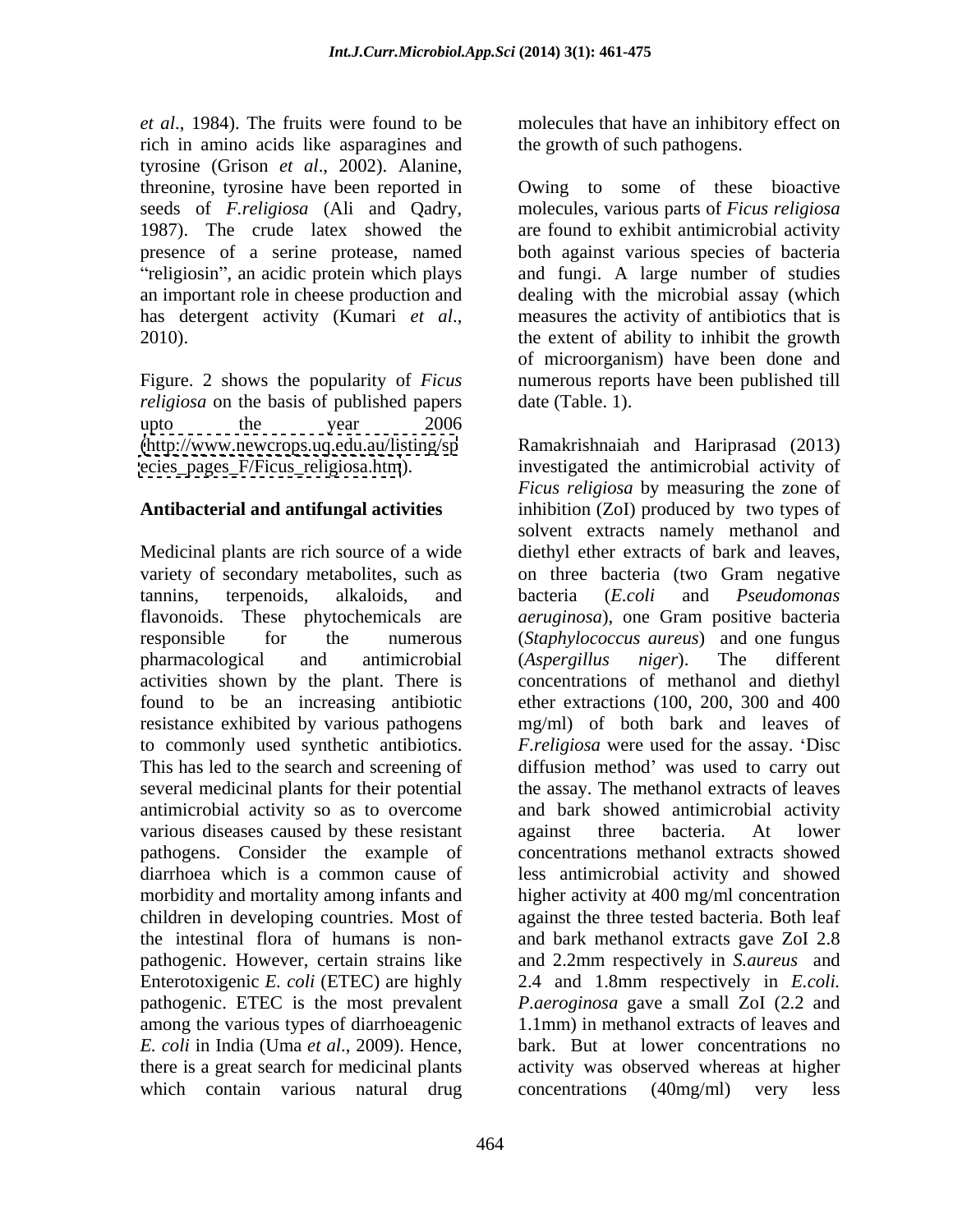*et al*., 1984). The fruits were found to be rich in amino acids like asparagines and tyrosine (Grison *et al*., 2002). Alanine, threonine, tyrosine have been reported in seeds of *F.religiosa* (Ali and Qadry, 1987). The crude latex showed the presence of a serine protease, named "religiosin", an acidic protein which plays an important role in cheese production and has detergent activity (Kumari *et al*., 2010).

Figure. 2 shows the popularity of *Ficus religiosa* on the basis of published papers upto the year 2006 (http://www.newcrops.uq.edu.au/listing/species_pages_F/Ficus_religiosa.htm).

## Antibacterial and antifungal activities

Medicinal plants are rich source of a wide variety of secondary metabolites, such as tannins, terpenoids, alkaloids, and flavonoids. These phytochemicals are responsible for the numerous pharmacological and antimicrobial activities shown by the plant. There is found to be an increasing antibiotic resistance exhibited by various pathogens to commonly used synthetic antibiotics. This has led to the search and screening of several medicinal plants for their potential antimicrobial activity so as to overcome various diseases caused by these resistant pathogens. Consider the example of diarrhoea which is a common cause of morbidity and mortality among infants and children in developing countries. Most of the intestinal flora of humans is non-pathogenic. However, certain strains like Enterotoxigenic *E. coli* (ETEC) are highly pathogenic. ETEC is the most prevalent among the various types of diarrhoeagenic *E. coli* in India (Uma *et al*., 2009). Hence, there is a great search for medicinal plants which contain various natural drug molecules that have an inhibitory effect on the growth of such pathogens.

Owing to some of these bioactive molecules, various parts of *Ficus religiosa* are found to exhibit antimicrobial activity both against various species of bacteria and fungi. A large number of studies dealing with the microbial assay (which measures the activity of antibiotics that is the extent of ability to inhibit the growth of microorganism) have been done and numerous reports have been published till date (Table. 1).

Ramakrishnaiah and Hariprasad (2013) investigated the antimicrobial activity of *Ficus religiosa* by measuring the zone of inhibition (ZoI) produced by two types of solvent extracts namely methanol and diethyl ether extracts of bark and leaves, on three bacteria (two Gram negative bacteria (*E.coli* and *Pseudomonas aeruginosa*), one Gram positive bacteria (*Staphylococcus aureus*) and one fungus (*Aspergillus niger*). The different concentrations of methanol and diethyl ether extractions (100, 200, 300 and 400 mg/ml) of both bark and leaves of *F.religiosa* were used for the assay. 'Disc diffusion method' was used to carry out the assay. The methanol extracts of leaves and bark showed antimicrobial activity against three bacteria. At lower concentrations methanol extracts showed less antimicrobial activity and showed higher activity at 400 mg/ml concentration against the three tested bacteria. Both leaf and bark methanol extracts gave ZoI 2.8 and 2.2mm respectively in *S.aureus* and 2.4 and 1.8mm respectively in *E.coli. P.aeroginosa* gave a small ZoI (2.2 and 1.1mm) in methanol extracts of leaves and bark. But at lower concentrations no activity was observed whereas at higher concentrations (40mg/ml) very less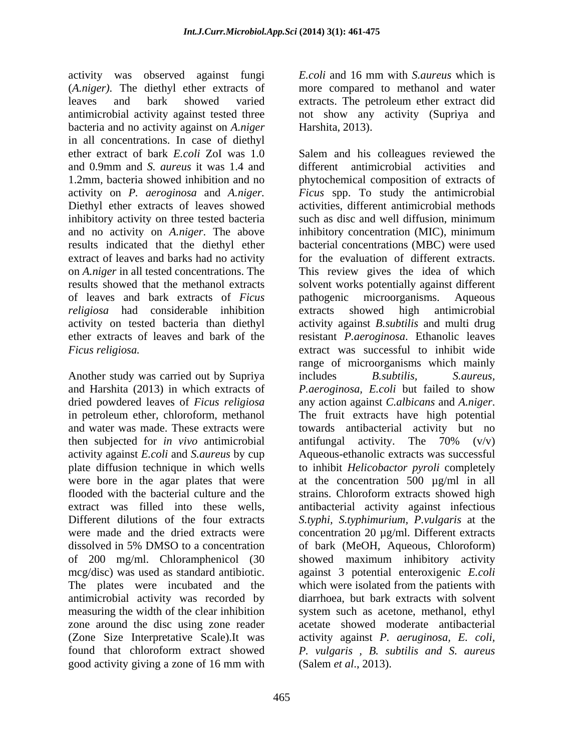activity was observed against fungi (*A.niger)*. The diethyl ether extracts of leaves and bark showed varied antimicrobial activity against tested three bacteria and no activity against on *A.niger* in all concentrations. In case of diethyl ether extract of bark *E.coli* ZoI was 1.0 and 0.9mm and *S. aureus* it was 1.4 and 1.2mm, bacteria showed inhibition and no activity on *P. aeroginosa* and *A.niger.* Diethyl ether extracts of leaves showed inhibitory activity on three tested bacteria and no activity on *A.niger*. The above results indicated that the diethyl ether extract of leaves and barks had no activity on *A.niger* in all tested concentrations. The results showed that the methanol extracts of leaves and bark extracts of *Ficus religiosa* had considerable inhibition activity on tested bacteria than diethyl ether extracts of leaves and bark of the *Ficus religiosa.*

Another study was carried out by Supriya and Harshita (2013) in which extracts of dried powdered leaves of *Ficus religiosa* in petroleum ether, chloroform, methanol and water was made. These extracts were then subjected for *in vivo* antimicrobial activity against *E.coli* and *S.aureus* by cup plate diffusion technique in which wells were bore in the agar plates that were flooded with the bacterial culture and the extract was filled into these wells, Different dilutions of the four extracts were made and the dried extracts were dissolved in 5% DMSO to a concentration of 200 mg/ml. Chloramphenicol (30 mcg/disc) was used as standard antibiotic. The plates were incubated and the antimicrobial activity was recorded by measuring the width of the clear inhibition zone around the disc using zone reader (Zone Size Interpretative Scale).It was found that chloroform extract showed good activity giving a zone of 16 mm with *E.coli* and 16 mm with *S.aureus* which is more compared to methanol and water extracts. The petroleum ether extract did not show any activity (Supriya and Harshita, 2013).

Salem and his colleagues reviewed the different antimicrobial activities and phytochemical composition of extracts of *Ficus* spp. To study the antimicrobial activities, different antimicrobial methods such as disc and well diffusion, minimum inhibitory concentration (MIC), minimum bacterial concentrations (MBC) were used for the evaluation of different extracts. This review gives the idea of which solvent works potentially against different pathogenic microorganisms. Aqueous extracts showed high antimicrobial activity against *B.subtilis* and multi drug resistant *P.aeroginosa*. Ethanolic leaves extract was successful to inhibit wide range of microorganisms which mainly includes *B.subtilis, S.aureus, P.aeroginosa, E.coli* but failed to show any action against *C.albicans* and *A.niger*. The fruit extracts have high potential towards antibacterial activity but no antifungal activity. The 70% (v/v) Aqueous-ethanolic extracts was successful to inhibit *Helicobactor pyroli* completely at the concentration 500 µg/ml in all strains. Chloroform extracts showed high antibacterial activity against infectious *S.typhi, S.typhimurium, P.vulgaris* at the concentration 20 µg/ml. Different extracts of bark (MeOH, Aqueous, Chloroform) showed maximum inhibitory activity against 3 potential enteroxigenic *E.coli* which were isolated from the patients with diarrhoea, but bark extracts with solvent system such as acetone, methanol, ethyl acetate showed moderate antibacterial activity against *P. aeruginosa*, *E. coli*, *P. vulgaris , B. subtilis and S. aureus* (Salem *et al*., 2013).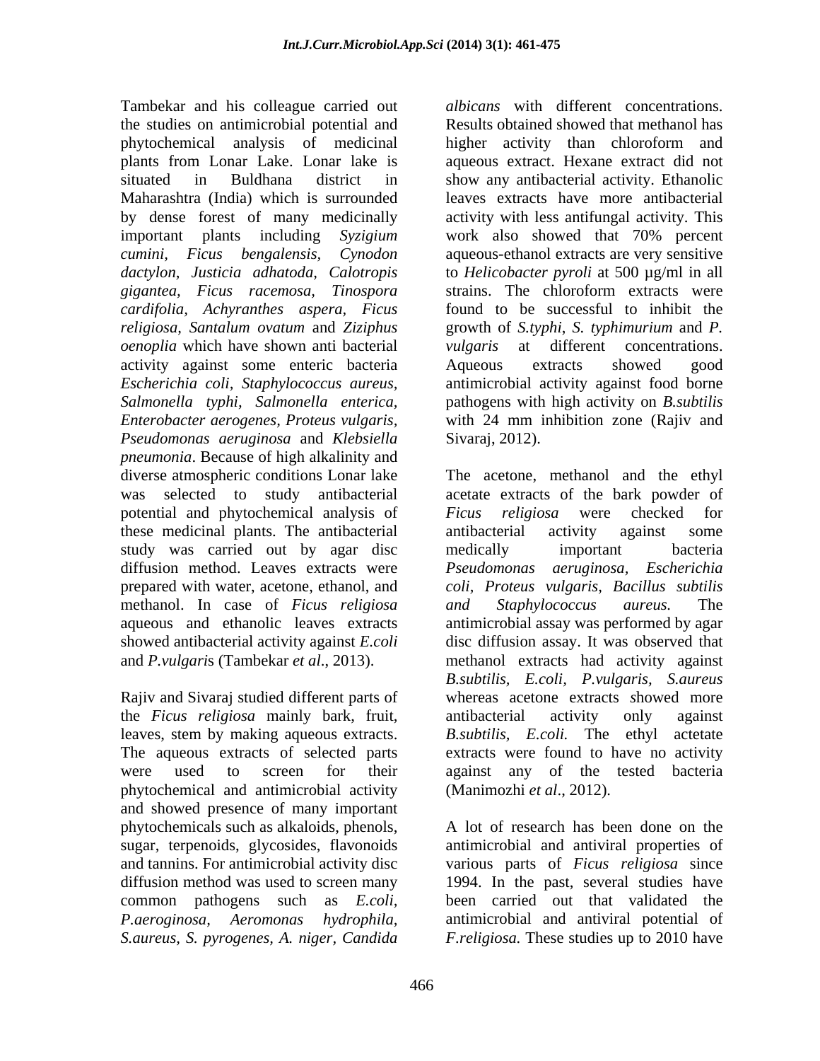Tambekar and his colleague carried out the studies on antimicrobial potential and phytochemical analysis of medicinal plants from Lonar Lake. Lonar lake is situated in Buldhana district in Maharashtra (India) which is surrounded by dense forest of many medicinally important plants including *Syzigium cumini*, *Ficus bengalensis*, *Cynodon dactylon*, *Justicia adhatoda*, *Calotropis gigantea*, *Ficus racemosa*, *Tinospora cardifolia*, *Achyranthes aspera*, *Ficus religiosa*, *Santalum ovatum* and *Ziziphus oenoplia* which have shown anti bacterial activity against some enteric bacteria *Escherichia coli*, *Staphylococcus aureus*, *Salmonella typhi*, *Salmonella enterica*, *Enterobacter aerogenes*, *Proteus vulgaris*, *Pseudomonas aeruginosa* and *Klebsiella pneumonia*. Because of high alkalinity and diverse atmospheric conditions Lonar lake was selected to study antibacterial potential and phytochemical analysis of these medicinal plants. The antibacterial study was carried out by agar disc diffusion method. Leaves extracts were prepared with water, acetone, ethanol, and methanol. In case of *Ficus religiosa* aqueous and ethanolic leaves extracts showed antibacterial activity against *E.coli* and *P.vulgaris* (Tambekar *et al*., 2013).

Rajiv and Sivaraj studied different parts of the *Ficus religiosa* mainly bark, fruit, leaves, stem by making aqueous extracts. The aqueous extracts of selected parts were used to screen for their phytochemical and antimicrobial activity and showed presence of many important phytochemicals such as alkaloids, phenols, sugar, terpenoids, glycosides, flavonoids and tannins. For antimicrobial activity disc diffusion method was used to screen many common pathogens such as *E.coli*, *P.aeroginosa*, *Aeromonas hydrophila*, *S.aureus*, *S. pyrogenes*, *A. niger*, *Candida albicans* with different concentrations. Results obtained showed that methanol has higher activity than chloroform and aqueous extract. Hexane extract did not show any antibacterial activity. Ethanolic leaves extracts have more antibacterial activity with less antifungal activity. This work also showed that 70% percent aqueous-ethanol extracts are very sensitive to *Helicobacter pyroli* at 500 µg/ml in all strains. The chloroform extracts were found to be successful to inhibit the growth of *S.typhi*, *S. typhimurium* and *P. vulgaris* at different concentrations. Aqueous extracts showed good antimicrobial activity against food borne pathogens with high activity on *B.subtilis* with 24 mm inhibition zone (Rajiv and Sivaraj, 2012).

The acetone, methanol and the ethyl acetate extracts of the bark powder of *Ficus religiosa* were checked for antibacterial activity against some medically important bacteria *Pseudomonas aeruginosa*, *Escherichia coli*, *Proteus vulgaris*, *Bacillus subtilis and Staphylococcus aureus.* The antimicrobial assay was performed by agar disc diffusion assay. It was observed that methanol extracts had activity against *B.subtilis*, *E.coli*, *P.vulgaris*, *S.aureus* whereas acetone extracts showed more antibacterial activity only against *B.subtilis*, *E.coli.* The ethyl actetate extracts were found to have no activity against any of the tested bacteria (Manimozhi *et al*., 2012).

A lot of research has been done on the antimicrobial and antiviral properties of various parts of *Ficus religiosa* since 1994. In the past, several studies have been carried out that validated the antimicrobial and antiviral potential of *F.religiosa.* These studies up to 2010 have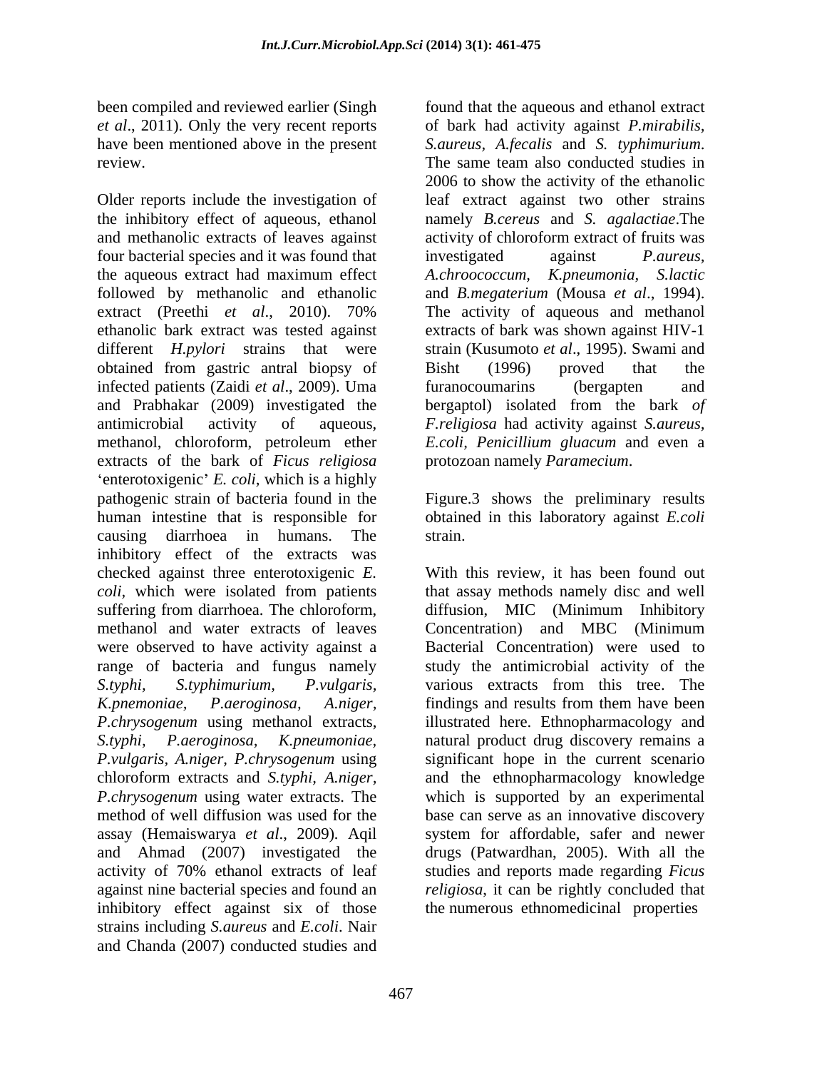been compiled and reviewed earlier (Singh *et al*., 2011). Only the very recent reports have been mentioned above in the present review.

Older reports include the investigation of the inhibitory effect of aqueous, ethanol and methanolic extracts of leaves against four bacterial species and it was found that the aqueous extract had maximum effect followed by methanolic and ethanolic extract (Preethi *et al*., 2010). 70% ethanolic bark extract was tested against different *H.pylori* strains that were obtained from gastric antral biopsy of infected patients (Zaidi *et al*., 2009). Uma and Prabhakar (2009) investigated the antimicrobial activity of aqueous, methanol, chloroform, petroleum ether extracts of the bark of *Ficus religiosa* 'enterotoxigenic' *E. coli*, which is a highly pathogenic strain of bacteria found in the human intestine that is responsible for causing diarrhoea in humans. The inhibitory effect of the extracts was checked against three enterotoxigenic *E. coli*, which were isolated from patients suffering from diarrhoea. The chloroform, methanol and water extracts of leaves were observed to have activity against a range of bacteria and fungus namely *S.typhi, S.typhimurium, P.vulgaris, K.pnemoniae, P.aeroginosa, A.niger, P.chrysogenum* using methanol extracts, *S.typhi, P.aeroginosa, K.pneumoniae, P.vulgaris, A.niger, P.chrysogenum* using chloroform extracts and *S.typhi, A.niger, P.chrysogenum* using water extracts. The method of well diffusion was used for the assay (Hemaiswarya *et al*., 2009). Aqil and Ahmad (2007) investigated the activity of 70% ethanol extracts of leaf against nine bacterial species and found an inhibitory effect against six of those strains including *S.aureus* and *E.coli*. Nair and Chanda (2007) conducted studies and found that the aqueous and ethanol extract of bark had activity against *P.mirabilis, S.aureus, A.fecalis* and *S. typhimurium*. The same team also conducted studies in 2006 to show the activity of the ethanolic leaf extract against two other strains namely *B.cereus* and *S. agalactiae*.The activity of chloroform extract of fruits was investigated against *P.aureus, A.chroococcum, K.pneumonia, S.lactic* and *B.megaterium* (Mousa *et al*., 1994). The activity of aqueous and methanol extracts of bark was shown against HIV-1 strain (Kusumoto *et al*., 1995). Swami and Bisht (1996) proved that the furanocoumarins (bergapten and bergaptol) isolated from the bark *of F.religiosa* had activity against *S.aureus, E.coli, Penicillium gluacum* and even a protozoan namely *Paramecium*.

Figure.3 shows the preliminary results obtained in this laboratory against *E.coli* strain.

With this review, it has been found out that assay methods namely disc and well diffusion, MIC (Minimum Inhibitory Concentration) and MBC (Minimum Bacterial Concentration) were used to study the antimicrobial activity of the various extracts from this tree. The findings and results from them have been illustrated here. Ethnopharmacology and natural product drug discovery remains a significant hope in the current scenario and the ethnopharmacology knowledge which is supported by an experimental base can serve as an innovative discovery system for affordable, safer and newer drugs (Patwardhan, 2005). With all the studies and reports made regarding *Ficus religiosa*, it can be rightly concluded that the numerous ethnomedicinal properties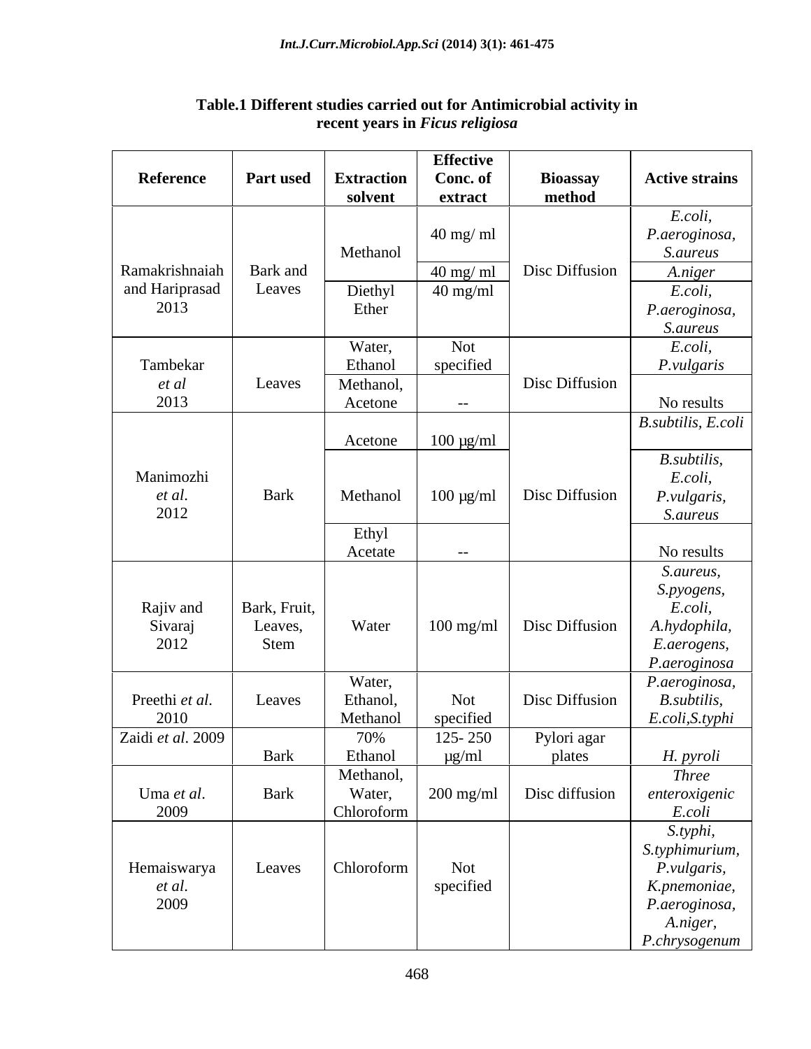**Table.1** Different studies carried out for Antimicrobial activity in recent years in *Ficus religiosa*

| Reference | Part used | Extraction solvent | Effective Conc. of extract | Bioassay method | Active strains |
|---|---|---|---|---|---|
| Ramakrishnaiah and Hariprasad 2013 | Bark and Leaves | Methanol | 40 mg/ ml | Disc Diffusion | *E.coli, P.aeroginosa, S.aureus* |
| | | | 40 mg/ ml | | *A.niger* |
| | | Diethyl Ether | 40 mg/ml | | *E.coli, P.aeroginosa, S.aureus* |
| Tambekar *et al* 2013 | Leaves | Water, Ethanol | Not specified | Disc Diffusion | *E.coli, P.vulgaris* |
| | | Methanol, Acetone | -- | | No results |
| Manimozhi *et al.* 2012 | Bark | Acetone | 100 µg/ml | Disc Diffusion | *B.subtilis, E.coli* |
| | | Methanol | 100 µg/ml | | *B.subtilis, E.coli, P.vulgaris, S.aureus* |
| | | Ethyl Acetate | -- | | No results |
| Rajiv and Sivaraj 2012 | Bark, Fruit, Leaves, Stem | Water | 100 mg/ml | Disc Diffusion | *S.aureus, S.pyogens, E.coli, A.hydophila, E.aerogens, P.aeroginosa* |
| Preethi *et al.* 2010 | Leaves | Water, Ethanol, Methanol | Not specified | Disc Diffusion | *P.aeroginosa, B.subtilis, E.coli,S.typhi* |
| Zaidi *et al.* 2009 | Bark | 70% Ethanol | 125- 250 µg/ml | Pylori agar plates | *H. pyroli* |
| Uma *et al.* 2009 | Bark | Methanol, Water, Chloroform | 200 mg/ml | Disc diffusion | *Three enteroxigenic E.coli* |
| Hemaiswarya *et al.* 2009 | Leaves | Chloroform | Not specified | | *S.typhi, S.typhimurium, P.vulgaris, K.pnemoniae, P.aeroginosa, A.niger, P.chrysogenum* |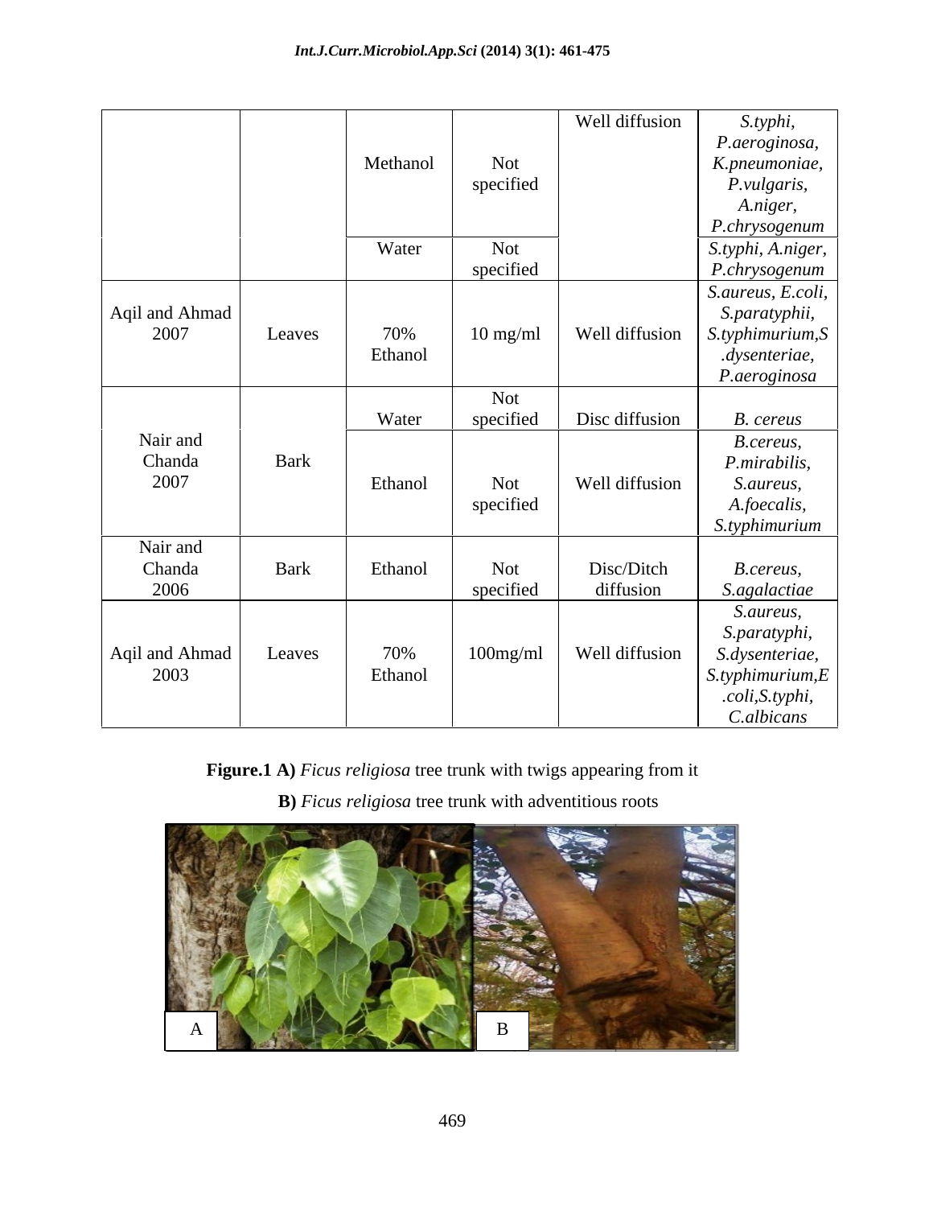| | | Methanol | Not specified | Well diffusion | *S.typhi, P.aeroginosa, K.pneumoniae, P.vulgaris, A.niger, P.chrysogenum* |
|---|---|---|---|---|---|
| | | Water | Not specified | | *S.typhi, A.niger, P.chrysogenum* |
| Aqil and Ahmad 2007 | Leaves | 70% Ethanol | 10 mg/ml | Well diffusion | *S.aureus, E.coli, S.paratyphii, S.typhimurium,S .dysenteriae, P.aeroginosa* |
| Nair and Chanda 2007 | Bark | Water | Not specified | Disc diffusion | *B. cereus* |
| | | Ethanol | Not specified | Well diffusion | *B.cereus, P.mirabilis, S.aureus, A.foecalis, S.typhimurium* |
| Nair and Chanda 2006 | Bark | Ethanol | Not specified | Disc/Ditch diffusion | *B.cereus, S.agalactiae* |
| Aqil and Ahmad 2003 | Leaves | 70% Ethanol | 100mg/ml | Well diffusion | *S.aureus, S.paratyphi, S.dysenteriae, S.typhimurium,E .coli,S.typhi, C.albicans* |

**Figure.1 A)** *Ficus religiosa* tree trunk with twigs appearing from it

**B)** *Ficus religiosa* tree trunk with adventitious roots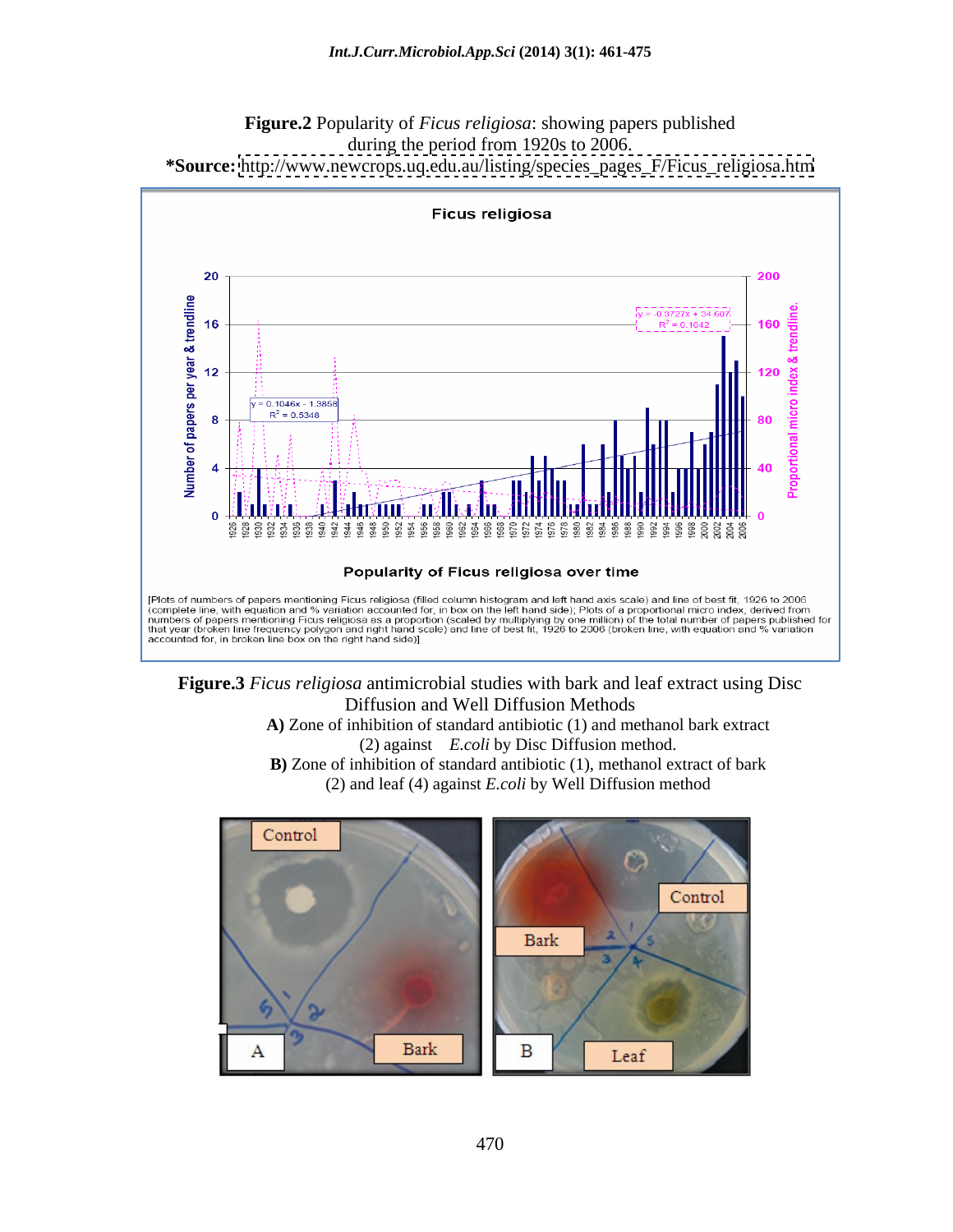**Figure.2** Popularity of *Ficus religiosa*: showing papers published during the period from 1920s to 2006.

***Source:** http://www.newcrops.uq.edu.au/listing/species_pages_F/Ficus_religiosa.htm

[Plots of numbers of papers mentioning Ficus religiosa (filled column histogram and left hand axis scale) and line of best fit, 1926 to 2006 (complete line, with equation and % variation accounted for, in box on the left hand side); Plots of a proportional micro index, derived from numbers of papers mentioning Ficus religiosa as a proportion (scaled by multiplying by one million) of the total number of papers published for that year (broken line frequency polygon and right hand scale) and line of best fit, 1926 to 2006 (broken line, with equation and % variation accounted for, in broken line box on the right hand side)]

**Figure.3** *Ficus religiosa* antimicrobial studies with bark and leaf extract using Disc Diffusion and Well Diffusion Methods

**A)** Zone of inhibition of standard antibiotic (1) and methanol bark extract (2) against *E.coli* by Disc Diffusion method.

**B)** Zone of inhibition of standard antibiotic (1), methanol extract of bark (2) and leaf (4) against *E.coli* by Well Diffusion method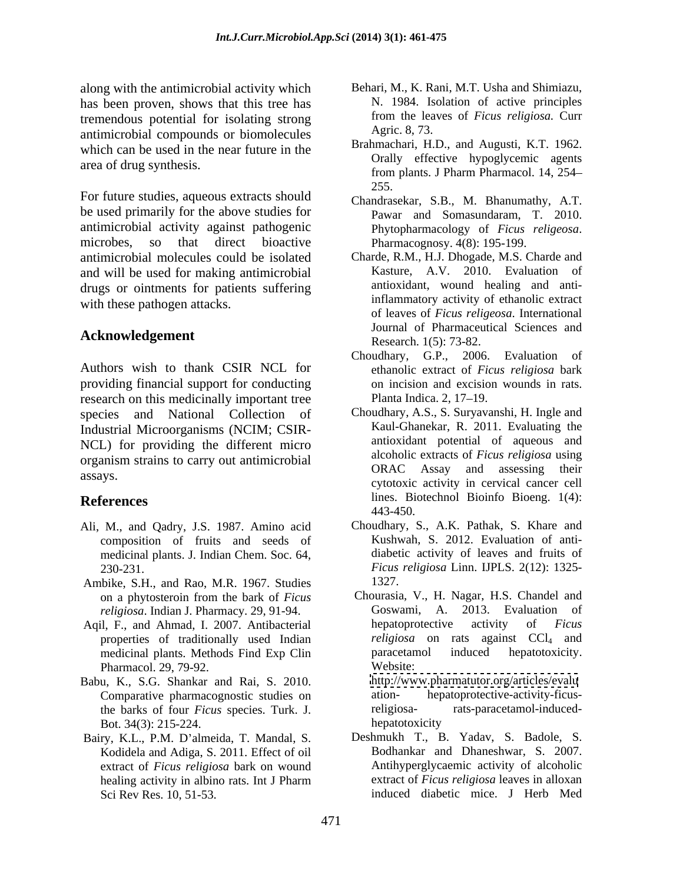along with the antimicrobial activity which has been proven, shows that this tree has tremendous potential for isolating strong antimicrobial compounds or biomolecules which can be used in the near future in the area of drug synthesis.

For future studies, aqueous extracts should be used primarily for the above studies for antimicrobial activity against pathogenic microbes, so that direct bioactive antimicrobial molecules could be isolated and will be used for making antimicrobial drugs or ointments for patients suffering with these pathogen attacks.

## Acknowledgement

Authors wish to thank CSIR NCL for providing financial support for conducting research on this medicinally important tree species and National Collection of Industrial Microorganisms (NCIM; CSIR-NCL) for providing the different micro organism strains to carry out antimicrobial assays.

## References

Ali, M., and Qadry, J.S. 1987. Amino acid composition of fruits and seeds of medicinal plants. J. Indian Chem. Soc. 64, 230-231.

Ambike, S.H., and Rao, M.R. 1967. Studies on a phytosteroin from the bark of *Ficus religiosa*. Indian J. Pharmacy. 29, 91-94.

Aqil, F., and Ahmad, I. 2007. Antibacterial properties of traditionally used Indian medicinal plants. Methods Find Exp Clin Pharmacol. 29, 79-92.

Babu, K., S.G. Shankar and Rai, S. 2010. Comparative pharmacognostic studies on the barks of four *Ficus* species. Turk. J. Bot. 34(3): 215-224.

Bairy, K.L., P.M. D'almeida, T. Mandal, S. Kodidela and Adiga, S. 2011. Effect of oil extract of *Ficus religiosa* bark on wound healing activity in albino rats. Int J Pharm Sci Rev Res. 10, 51-53.

Behari, M., K. Rani, M.T. Usha and Shimiazu, N. 1984. Isolation of active principles from the leaves of *Ficus religiosa.* Curr Agric. 8, 73.

Brahmachari, H.D., and Augusti, K.T. 1962. Orally effective hypoglycemic agents from plants. J Pharm Pharmacol. 14, 254–255.

Chandrasekar, S.B., M. Bhanumathy, A.T. Pawar and Somasundaram, T. 2010. Phytopharmacology of *Ficus religeosa*. Pharmacognosy. 4(8): 195-199.

Charde, R.M., H.J. Dhogade, M.S. Charde and Kasture, A.V. 2010. Evaluation of antioxidant, wound healing and anti-inflammatory activity of ethanolic extract of leaves of *Ficus religeosa*. International Journal of Pharmaceutical Sciences and Research. 1(5): 73-82.

Choudhary, G.P., 2006. Evaluation of ethanolic extract of *Ficus religiosa* bark on incision and excision wounds in rats. Planta Indica. 2, 17–19.

Choudhary, A.S., S. Suryavanshi, H. Ingle and Kaul-Ghanekar, R. 2011. Evaluating the antioxidant potential of aqueous and alcoholic extracts of *Ficus religiosa* using ORAC Assay and assessing their cytotoxic activity in cervical cancer cell lines. Biotechnol Bioinfo Bioeng. 1(4): 443-450.

Choudhary, S., A.K. Pathak, S. Khare and Kushwah, S. 2012. Evaluation of anti-diabetic activity of leaves and fruits of *Ficus religiosa* Linn. IJPLS. 2(12): 1325-1327.

Chourasia, V., H. Nagar, H.S. Chandel and Goswami, A. 2013. Evaluation of hepatoprotective activity of *Ficus religiosa* on rats against $CCl_4$ and paracetamol induced hepatotoxicity. Website: http://www.pharmatutor.org/articles/evaluation- hepatoprotective-activity-ficus-religiosa- rats-paracetamol-induced-hepatotoxicity

Deshmukh T., B. Yadav, S. Badole, S. Bodhankar and Dhaneshwar, S. 2007. Antihyperglycaemic activity of alcoholic extract of *Ficus religiosa* leaves in alloxan induced diabetic mice. J Herb Med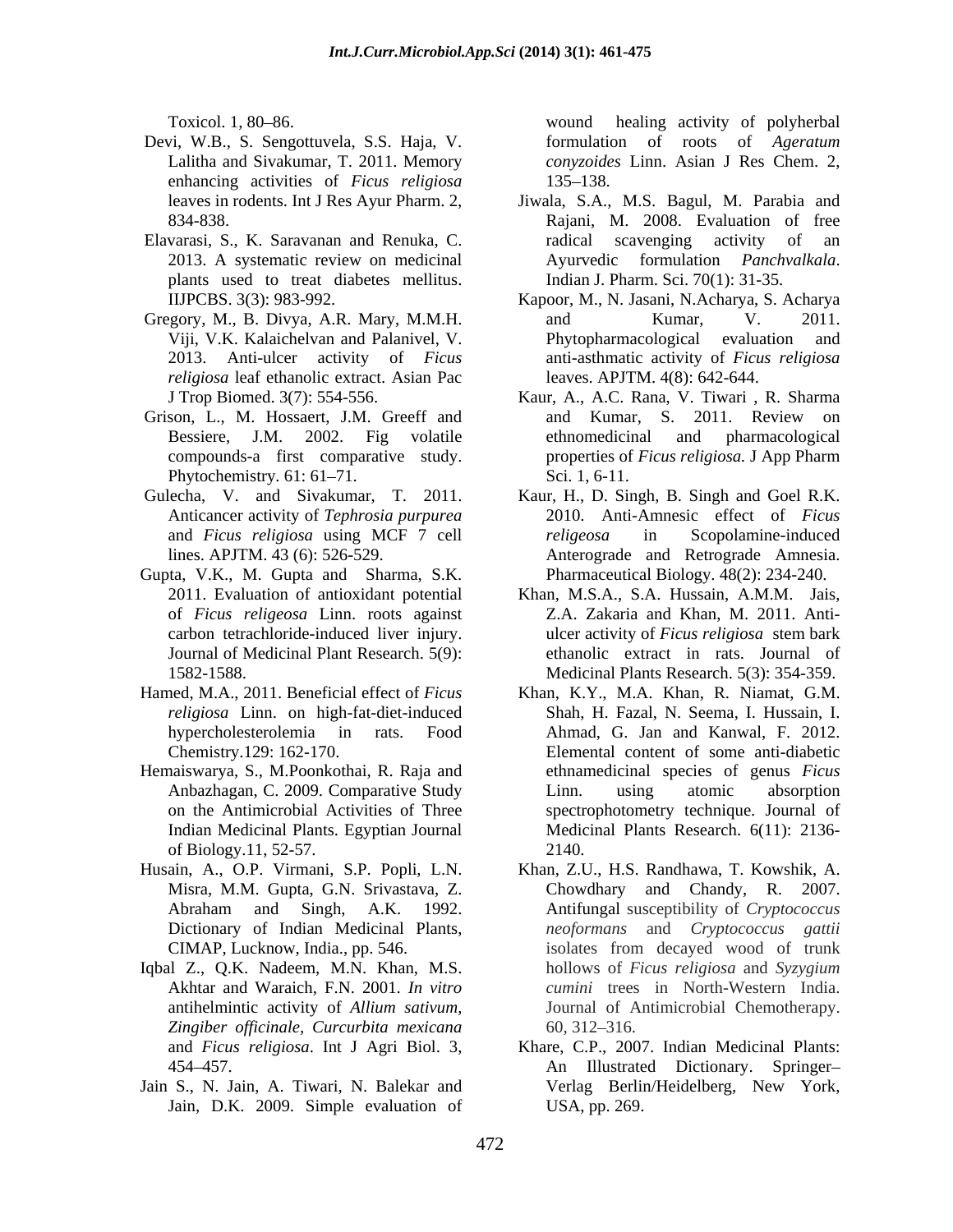Toxicol. 1, 80–86.

Devi, W.B., S. Sengottuvela, S.S. Haja, V. Lalitha and Sivakumar, T. 2011. Memory enhancing activities of *Ficus religiosa* leaves in rodents. Int J Res Ayur Pharm. 2, 834-838.

Elavarasi, S., K. Saravanan and Renuka, C. 2013. A systematic review on medicinal plants used to treat diabetes mellitus. IIJPCBS. 3(3): 983-992.

Gregory, M., B. Divya, A.R. Mary, M.M.H. Viji, V.K. Kalaichelvan and Palanivel, V. 2013. Anti-ulcer activity of *Ficus religiosa* leaf ethanolic extract. Asian Pac J Trop Biomed. 3(7): 554-556.

Grison, L., M. Hossaert, J.M. Greeff and Bessiere, J.M. 2002. Fig volatile compounds-a first comparative study. Phytochemistry. 61: 61–71.

Gulecha, V. and Sivakumar, T. 2011. Anticancer activity of *Tephrosia purpurea* and *Ficus religiosa* using MCF 7 cell lines. APJTM. 43 (6): 526-529.

Gupta, V.K., M. Gupta and Sharma, S.K. 2011. Evaluation of antioxidant potential of *Ficus religeosa* Linn. roots against carbon tetrachloride-induced liver injury. Journal of Medicinal Plant Research. 5(9): 1582-1588.

Hamed, M.A., 2011. Beneficial effect of *Ficus religiosa* Linn. on high-fat-diet-induced hypercholesterolemia in rats. Food Chemistry.129: 162-170.

Hemaiswarya, S., M.Poonkothai, R. Raja and Anbazhagan, C. 2009. Comparative Study on the Antimicrobial Activities of Three Indian Medicinal Plants. Egyptian Journal of Biology.11, 52-57.

Husain, A., O.P. Virmani, S.P. Popli, L.N. Misra, M.M. Gupta, G.N. Srivastava, Z. Abraham and Singh, A.K. 1992. Dictionary of Indian Medicinal Plants, CIMAP, Lucknow, India., pp. 546.

Iqbal Z., Q.K. Nadeem, M.N. Khan, M.S. Akhtar and Waraich, F.N. 2001. *In vitro* antihelmintic activity of *Allium sativum*, *Zingiber officinale*, *Curcurbita mexicana* and *Ficus religiosa*. Int J Agri Biol. 3, 454–457.

Jain S., N. Jain, A. Tiwari, N. Balekar and Jain, D.K. 2009. Simple evaluation of wound healing activity of polyherbal formulation of roots of *Ageratum conyzoides* Linn. Asian J Res Chem. 2, 135–138.

Jiwala, S.A., M.S. Bagul, M. Parabia and Rajani, M. 2008. Evaluation of free radical scavenging activity of an Ayurvedic formulation *Panchvalkala*. Indian J. Pharm. Sci. 70(1): 31-35.

Kapoor, M., N. Jasani, N.Acharya, S. Acharya and Kumar, V. 2011. Phytopharmacological evaluation and anti-asthmatic activity of *Ficus religiosa* leaves. APJTM. 4(8): 642-644.

Kaur, A., A.C. Rana, V. Tiwari , R. Sharma and Kumar, S. 2011. Review on ethnomedicinal and pharmacological properties of *Ficus religiosa*. J App Pharm Sci. 1, 6-11.

Kaur, H., D. Singh, B. Singh and Goel R.K. 2010. Anti-Amnesic effect of *Ficus religeosa* in Scopolamine-induced Anterograde and Retrograde Amnesia. Pharmaceutical Biology. 48(2): 234-240.

Khan, M.S.A., S.A. Hussain, A.M.M. Jais, Z.A. Zakaria and Khan, M. 2011. Anti-ulcer activity of *Ficus religiosa* stem bark ethanolic extract in rats. Journal of Medicinal Plants Research. 5(3): 354-359.

Khan, K.Y., M.A. Khan, R. Niamat, G.M. Shah, H. Fazal, N. Seema, I. Hussain, I. Ahmad, G. Jan and Kanwal, F. 2012. Elemental content of some anti-diabetic ethnamedicinal species of genus *Ficus* Linn. using atomic absorption spectrophotometry technique. Journal of Medicinal Plants Research. 6(11): 2136-2140.

Khan, Z.U., H.S. Randhawa, T. Kowshik, A. Chowdhary and Chandy, R. 2007. Antifungal susceptibility of *Cryptococcus neoformans* and *Cryptococcus gattii* isolates from decayed wood of trunk hollows of *Ficus religiosa* and *Syzygium cumini* trees in North-Western India. Journal of Antimicrobial Chemotherapy. 60, 312–316.

Khare, C.P., 2007. Indian Medicinal Plants: An Illustrated Dictionary. Springer–Verlag Berlin/Heidelberg, New York, USA, pp. 269.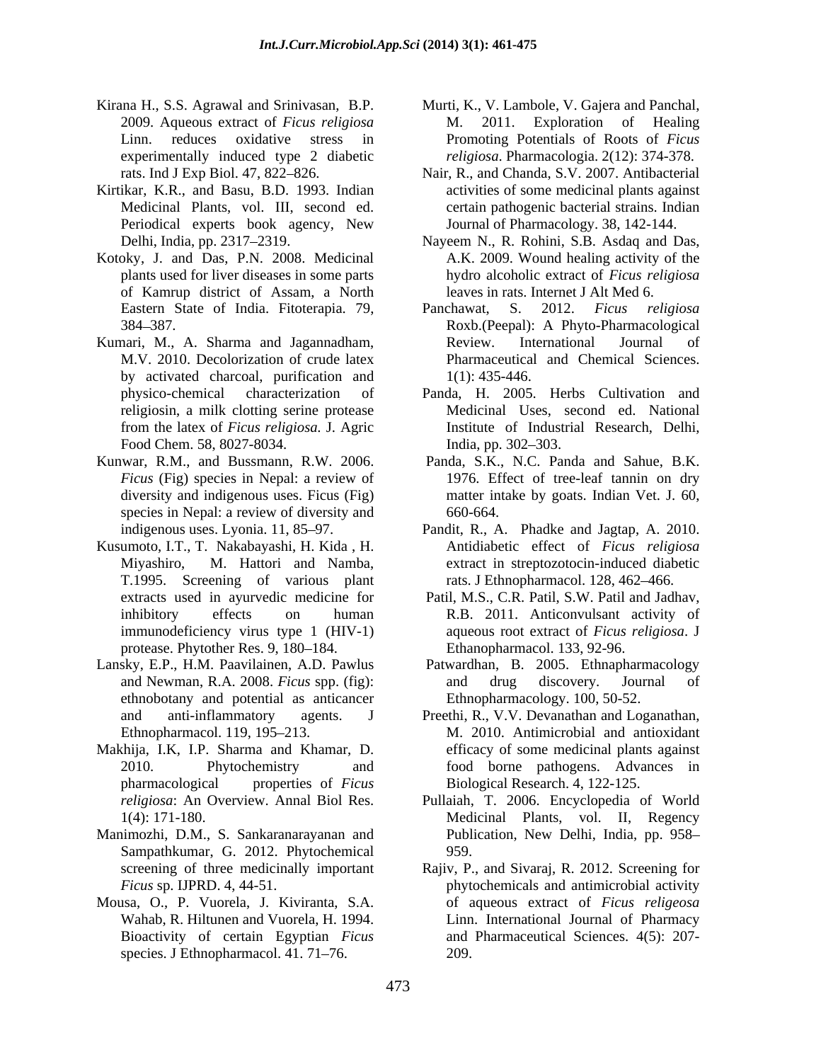Kirana H., S.S. Agrawal and Srinivasan, B.P. 2009. Aqueous extract of *Ficus religiosa* Linn. reduces oxidative stress in experimentally induced type 2 diabetic rats. Ind J Exp Biol. 47, 822–826.

Kirtikar, K.R., and Basu, B.D. 1993. Indian Medicinal Plants, vol. III, second ed. Periodical experts book agency, New Delhi, India, pp. 2317–2319.

Kotoky, J. and Das, P.N. 2008. Medicinal plants used for liver diseases in some parts of Kamrup district of Assam, a North Eastern State of India. Fitoterapia. 79, 384–387.

Kumari, M., A. Sharma and Jagannadham, M.V. 2010. Decolorization of crude latex by activated charcoal, purification and physico-chemical characterization of religiosin, a milk clotting serine protease from the latex of *Ficus religiosa*. J. Agric Food Chem. 58, 8027-8034.

Kunwar, R.M., and Bussmann, R.W. 2006. *Ficus* (Fig) species in Nepal: a review of diversity and indigenous uses. Ficus (Fig) species in Nepal: a review of diversity and indigenous uses. Lyonia. 11, 85–97.

Kusumoto, I.T., T. Nakabayashi, H. Kida , H. Miyashiro, M. Hattori and Namba, T.1995. Screening of various plant extracts used in ayurvedic medicine for inhibitory effects on human immunodeficiency virus type 1 (HIV-1) protease. Phytother Res. 9, 180–184.

Lansky, E.P., H.M. Paavilainen, A.D. Pawlus and Newman, R.A. 2008. *Ficus* spp. (fig): ethnobotany and potential as anticancer and anti-inflammatory agents. J Ethnopharmacol. 119, 195–213.

Makhija, I.K, I.P. Sharma and Khamar, D. 2010. Phytochemistry and pharmacological properties of *Ficus religiosa*: An Overview. Annal Biol Res. 1(4): 171-180.

Manimozhi, D.M., S. Sankaranarayanan and Sampathkumar, G. 2012. Phytochemical screening of three medicinally important *Ficus* sp. IJPRD. 4, 44-51.

Mousa, O., P. Vuorela, J. Kiviranta, S.A. Wahab, R. Hiltunen and Vuorela, H. 1994. Bioactivity of certain Egyptian *Ficus* species. J Ethnopharmacol. 41. 71–76.

Murti, K., V. Lambole, V. Gajera and Panchal, M. 2011. Exploration of Healing Promoting Potentials of Roots of *Ficus religiosa*. Pharmacologia. 2(12): 374-378.

Nair, R., and Chanda, S.V. 2007. Antibacterial activities of some medicinal plants against certain pathogenic bacterial strains. Indian Journal of Pharmacology. 38, 142-144.

Nayeem N., R. Rohini, S.B. Asdaq and Das, A.K. 2009. Wound healing activity of the hydro alcoholic extract of *Ficus religiosa* leaves in rats. Internet J Alt Med 6.

Panchawat, S. 2012. *Ficus religiosa* Roxb.(Peepal): A Phyto-Pharmacological Review. International Journal of Pharmaceutical and Chemical Sciences. 1(1): 435-446.

Panda, H. 2005. Herbs Cultivation and Medicinal Uses, second ed. National Institute of Industrial Research, Delhi, India, pp. 302–303.

Panda, S.K., N.C. Panda and Sahue, B.K. 1976. Effect of tree-leaf tannin on dry matter intake by goats. Indian Vet. J. 60, 660-664.

Pandit, R., A. Phadke and Jagtap, A. 2010. Antidiabetic effect of *Ficus religiosa* extract in streptozotocin-induced diabetic rats. J Ethnopharmacol. 128, 462–466.

Patil, M.S., C.R. Patil, S.W. Patil and Jadhav, R.B. 2011. Anticonvulsant activity of aqueous root extract of *Ficus religiosa*. J Ethanopharmacol. 133, 92-96.

Patwardhan, B. 2005. Ethnapharmacology and drug discovery. Journal of Ethnopharmacology. 100, 50-52.

Preethi, R., V.V. Devanathan and Loganathan, M. 2010. Antimicrobial and antioxidant efficacy of some medicinal plants against food borne pathogens. Advances in Biological Research. 4, 122-125.

Pullaiah, T. 2006. Encyclopedia of World Medicinal Plants, vol. II, Regency Publication, New Delhi, India, pp. 958–959.

Rajiv, P., and Sivaraj, R. 2012. Screening for phytochemicals and antimicrobial activity of aqueous extract of *Ficus religeosa* Linn. International Journal of Pharmacy and Pharmaceutical Sciences. 4(5): 207-209.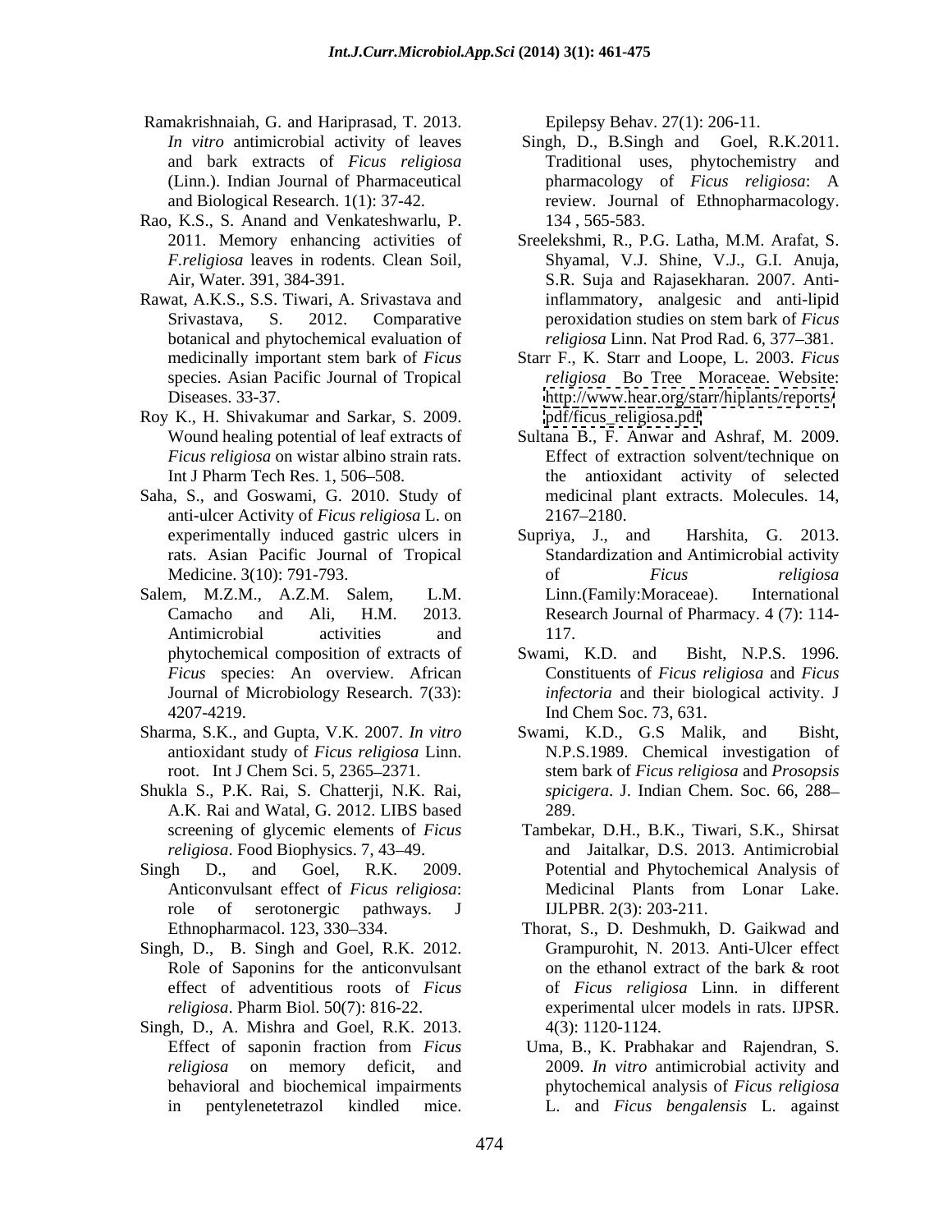Ramakrishnaiah, G. and Hariprasad, T. 2013. *In vitro* antimicrobial activity of leaves and bark extracts of *Ficus religiosa* (Linn.). Indian Journal of Pharmaceutical and Biological Research. 1(1): 37-42.

Rao, K.S., S. Anand and Venkateshwarlu, P. 2011. Memory enhancing activities of *F.religiosa* leaves in rodents. Clean Soil, Air, Water. 391, 384-391.

Rawat, A.K.S., S.S. Tiwari, A. Srivastava and Srivastava, S. 2012. Comparative botanical and phytochemical evaluation of medicinally important stem bark of *Ficus* species. Asian Pacific Journal of Tropical Diseases. 33-37.

Roy K., H. Shivakumar and Sarkar, S. 2009. Wound healing potential of leaf extracts of *Ficus religiosa* on wistar albino strain rats. Int J Pharm Tech Res. 1, 506–508.

Saha, S., and Goswami, G. 2010. Study of anti-ulcer Activity of *Ficus religiosa* L. on experimentally induced gastric ulcers in rats. Asian Pacific Journal of Tropical Medicine. 3(10): 791-793.

Salem, M.Z.M., A.Z.M. Salem, L.M. Camacho and Ali, H.M. 2013. Antimicrobial activities and phytochemical composition of extracts of *Ficus* species: An overview. African Journal of Microbiology Research. 7(33): 4207-4219.

Sharma, S.K., and Gupta, V.K. 2007. *In vitro* antioxidant study of *Ficus religiosa* Linn. root. Int J Chem Sci. 5, 2365–2371.

Shukla S., P.K. Rai, S. Chatterji, N.K. Rai, A.K. Rai and Watal, G. 2012. LIBS based screening of glycemic elements of *Ficus religiosa*. Food Biophysics. 7, 43–49.

Singh D., and Goel, R.K. 2009. Anticonvulsant effect of *Ficus religiosa*: role of serotonergic pathways. J Ethnopharmacol. 123, 330–334.

Singh, D., B. Singh and Goel, R.K. 2012. Role of Saponins for the anticonvulsant effect of adventitious roots of *Ficus religiosa*. Pharm Biol. 50(7): 816-22.

Singh, D., A. Mishra and Goel, R.K. 2013. Effect of saponin fraction from *Ficus religiosa* on memory deficit, and behavioral and biochemical impairments in pentylenetetrazol kindled mice. Epilepsy Behav. 27(1): 206-11.

Singh, D., B.Singh and Goel, R.K.2011. Traditional uses, phytochemistry and pharmacology of *Ficus religiosa*: A review. Journal of Ethnopharmacology. 134 , 565-583.

Sreelekshmi, R., P.G. Latha, M.M. Arafat, S. Shyamal, V.J. Shine, V.J., G.I. Anuja, S.R. Suja and Rajasekharan. 2007. Anti-inflammatory, analgesic and anti-lipid peroxidation studies on stem bark of *Ficus religiosa* Linn. Nat Prod Rad. 6, 377–381.

Starr F., K. Starr and Loope, L. 2003. *Ficus religiosa* Bo Tree Moraceae. Website: http://www.hear.org/starr/hiplants/reports/pdf/ficus_religiosa.pdf

Sultana B., F. Anwar and Ashraf, M. 2009. Effect of extraction solvent/technique on the antioxidant activity of selected medicinal plant extracts. Molecules. 14, 2167–2180.

Supriya, J., and Harshita, G. 2013. Standardization and Antimicrobial activity of *Ficus religiosa* Linn.(Family:Moraceae). International Research Journal of Pharmacy. 4 (7): 114-117.

Swami, K.D. and Bisht, N.P.S. 1996. Constituents of *Ficus religiosa* and *Ficus infectoria* and their biological activity. J Ind Chem Soc. 73, 631.

Swami, K.D., G.S Malik, and Bisht, N.P.S.1989. Chemical investigation of stem bark of *Ficus religiosa* and *Prosopsis spicigera*. J. Indian Chem. Soc. 66, 288–289.

Tambekar, D.H., B.K., Tiwari, S.K., Shirsat and Jaitalkar, D.S. 2013. Antimicrobial Potential and Phytochemical Analysis of Medicinal Plants from Lonar Lake. IJLPBR. 2(3): 203-211.

Thorat, S., D. Deshmukh, D. Gaikwad and Grampurohit, N. 2013. Anti-Ulcer effect on the ethanol extract of the bark & root of *Ficus religiosa* Linn. in different experimental ulcer models in rats. IJPSR. 4(3): 1120-1124.

Uma, B., K. Prabhakar and Rajendran, S. 2009. *In vitro* antimicrobial activity and phytochemical analysis of *Ficus religiosa* L. and *Ficus bengalensis* L. against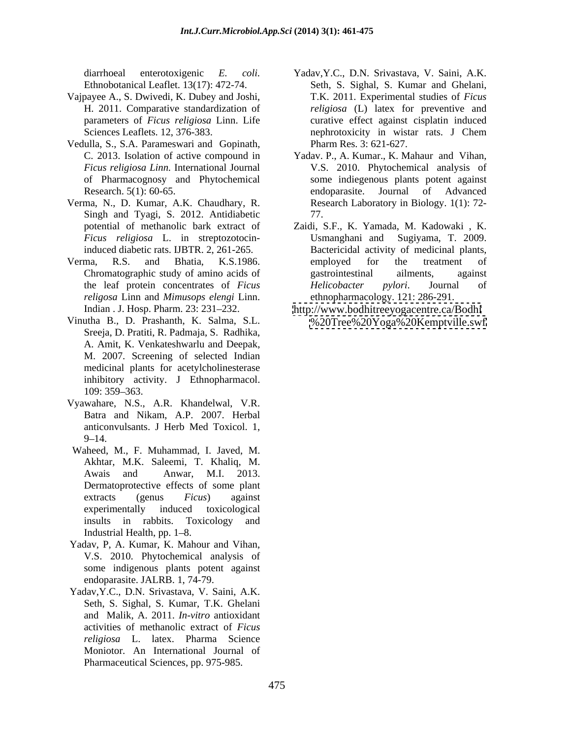diarrhoeal enterotoxigenic *E. coli*. Ethnobotanical Leaflet. 13(17): 472-74.

Vajpayee A., S. Dwivedi, K. Dubey and Joshi, H. 2011. Comparative standardization of parameters of *Ficus religiosa* Linn. Life Sciences Leaflets. 12, 376-383.

Vedulla, S., S.A. Parameswari and Gopinath, C. 2013. Isolation of active compound in *Ficus religiosa Linn.* International Journal of Pharmacognosy and Phytochemical Research. 5(1): 60-65.

Verma, N., D. Kumar, A.K. Chaudhary, R. Singh and Tyagi, S. 2012. Antidiabetic potential of methanolic bark extract of *Ficus religiosa* L. in streptozotocin-induced diabetic rats. IJBTR. 2, 261-265.

Verma, R.S. and Bhatia, K.S.1986. Chromatographic study of amino acids of the leaf protein concentrates of *Ficus religosa* Linn and *Mimusops elengi* Linn. Indian . J. Hosp. Pharm. 23: 231–232.

Vinutha B., D. Prashanth, K. Salma, S.L. Sreeja, D. Pratiti, R. Padmaja, S. Radhika, A. Amit, K. Venkateshwarlu and Deepak, M. 2007. Screening of selected Indian medicinal plants for acetylcholinesterase inhibitory activity. J Ethnopharmacol. 109: 359–363.

Vyawahare, N.S., A.R. Khandelwal, V.R. Batra and Nikam, A.P. 2007. Herbal anticonvulsants. J Herb Med Toxicol. 1, 9–14.

Waheed, M., F. Muhammad, I. Javed, M. Akhtar, M.K. Saleemi, T. Khaliq, M. Awais and Anwar, M.I. 2013. Dermatoprotective effects of some plant extracts (genus *Ficus*) against experimentally induced toxicological insults in rabbits. Toxicology and Industrial Health, pp. 1–8.

Yadav, P, A. Kumar, K. Mahour and Vihan, V.S. 2010. Phytochemical analysis of some indigenous plants potent against endoparasite. JALRB. 1, 74-79.

Yadav,Y.C., D.N. Srivastava, V. Saini, A.K. Seth, S. Sighal, S. Kumar, T.K. Ghelani and Malik, A. 2011. *In-vitro* antioxidant activities of methanolic extract of *Ficus religiosa* L. latex. Pharma Science Moniotor. An International Journal of Pharmaceutical Sciences, pp. 975-985.

Yadav,Y.C., D.N. Srivastava, V. Saini, A.K. Seth, S. Sighal, S. Kumar and Ghelani, T.K. 2011. Experimental studies of *Ficus religiosa* (L) latex for preventive and curative effect against cisplatin induced nephrotoxicity in wistar rats. J Chem Pharm Res. 3: 621-627.

Yadav. P., A. Kumar., K. Mahaur and Vihan, V.S. 2010. Phytochemical analysis of some indiegenous plants potent against endoparasite. Journal of Advanced Research Laboratory in Biology. 1(1): 72-77.

Zaidi, S.F., K. Yamada, M. Kadowaki , K. Usmanghani and Sugiyama, T. 2009. Bactericidal activity of medicinal plants, employed for the treatment of gastrointestinal ailments, against *Helicobacter pylori*. Journal of ethnopharmacology. 121: 286-291.

http://www.bodhitreeyogacentre.ca/Bodhi%20Tree%20Yoga%20Kemptville.swf